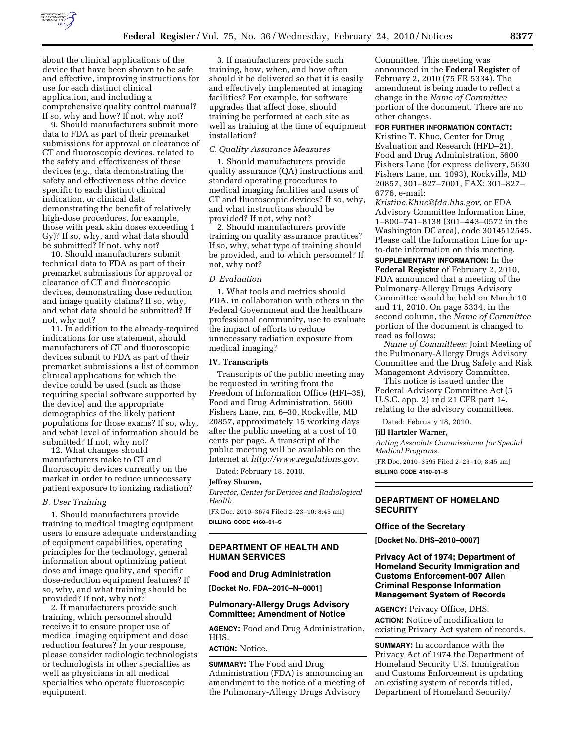about the clinical applications of the device that have been shown to be safe and effective, improving instructions for use for each distinct clinical application, and including a comprehensive quality control manual? If so, why and how? If not, why not?

9. Should manufacturers submit more data to FDA as part of their premarket submissions for approval or clearance of CT and fluoroscopic devices, related to the safety and effectiveness of these devices (e.g., data demonstrating the safety and effectiveness of the device specific to each distinct clinical indication, or clinical data demonstrating the benefit of relatively high-dose procedures, for example, those with peak skin doses exceeding 1 Gy)? If so, why, and what data should be submitted? If not, why not?

10. Should manufacturers submit technical data to FDA as part of their premarket submissions for approval or clearance of CT and fluoroscopic devices, demonstrating dose reduction and image quality claims? If so, why, and what data should be submitted? If not, why not?

11. In addition to the already-required indications for use statement, should manufacturers of CT and fluoroscopic devices submit to FDA as part of their premarket submissions a list of common clinical applications for which the device could be used (such as those requiring special software supported by the device) and the appropriate demographics of the likely patient populations for those exams? If so, why, and what level of information should be submitted? If not, why not?

12. What changes should manufacturers make to CT and fluoroscopic devices currently on the market in order to reduce unnecessary patient exposure to ionizing radiation?

*B. User Training*

1. Should manufacturers provide training to medical imaging equipment users to ensure adequate understanding of equipment capabilities, operating principles for the technology, general information about optimizing patient dose and image quality, and specific dose-reduction equipment features? If so, why, and what training should be provided? If not, why not?

2. If manufacturers provide such training, which personnel should receive it to ensure proper use of medical imaging equipment and dose reduction features? In your response, please consider radiologic technologists or technologists in other specialties as well as physicians in all medical specialties who operate fluoroscopic equipment.

3. If manufacturers provide such training, how, when, and how often should it be delivered so that it is easily and effectively implemented at imaging facilities? For example, for software upgrades that affect dose, should training be performed at each site as well as training at the time of equipment installation?

*C. Quality Assurance Measures*

1. Should manufacturers provide quality assurance (QA) instructions and standard operating procedures to medical imaging facilities and users of CT and fluoroscopic devices? If so, why, and what instructions should be provided? If not, why not?

2. Should manufacturers provide training on quality assurance practices? If so, why, what type of training should be provided, and to which personnel? If not, why not?

*D. Evaluation*

1. What tools and metrics should FDA, in collaboration with others in the Federal Government and the healthcare professional community, use to evaluate the impact of efforts to reduce unnecessary radiation exposure from medical imaging?

## IV. Transcripts

Transcripts of the public meeting may be requested in writing from the Freedom of Information Office (HFI–35), Food and Drug Administration, 5600 Fishers Lane, rm. 6–30, Rockville, MD 20857, approximately 15 working days after the public meeting at a cost of 10 cents per page. A transcript of the public meeting will be available on the Internet at *http://www.regulations.gov*.

Dated: February 18, 2010.

**Jeffrey Shuren,**

*Director, Center for Devices and Radiological Health.*

[FR Doc. 2010–3674 Filed 2–23–10; 8:45 am]

**BILLING CODE 4160–01–S**

---

## DEPARTMENT OF HEALTH AND HUMAN SERVICES

### Food and Drug Administration

**[Docket No. FDA–2010–N–0001]**

### Pulmonary-Allergy Drugs Advisory Committee; Amendment of Notice

**AGENCY:** Food and Drug Administration, HHS.

**ACTION:** Notice.

**SUMMARY:** The Food and Drug Administration (FDA) is announcing an amendment to the notice of a meeting of the Pulmonary-Allergy Drugs Advisory Committee. This meeting was announced in the **Federal Register** of February 2, 2010 (75 FR 5334). The amendment is being made to reflect a change in the *Name of Committee* portion of the document. There are no other changes.

**FOR FURTHER INFORMATION CONTACT:** Kristine T. Khuc, Center for Drug Evaluation and Research (HFD–21), Food and Drug Administration, 5600 Fishers Lane (for express delivery, 5630 Fishers Lane, rm. 1093), Rockville, MD 20857, 301–827–7001, FAX: 301–827–6776, e-mail: *Kristine.Khuc@fda.hhs.gov*, or FDA Advisory Committee Information Line, 1–800–741–8138 (301–443–0572 in the Washington DC area), code 3014512545. Please call the Information Line for up-to-date information on this meeting.

**SUPPLEMENTARY INFORMATION:** In the **Federal Register** of February 2, 2010, FDA announced that a meeting of the Pulmonary-Allergy Drugs Advisory Committee would be held on March 10 and 11, 2010. On page 5334, in the second column, the *Name of Committee* portion of the document is changed to read as follows:

*Name of Committees*: Joint Meeting of the Pulmonary-Allergy Drugs Advisory Committee and the Drug Safety and Risk Management Advisory Committee.

This notice is issued under the Federal Advisory Committee Act (5 U.S.C. app. 2) and 21 CFR part 14, relating to the advisory committees.

Dated: February 18, 2010.

**Jill Hartzler Warner,**

*Acting Associate Commissioner for Special Medical Programs.*

[FR Doc. 2010–3595 Filed 2–23–10; 8:45 am]

**BILLING CODE 4160–01–S**

---

## DEPARTMENT OF HOMELAND SECURITY

### Office of the Secretary

**[Docket No. DHS–2010–0007]**

### Privacy Act of 1974; Department of Homeland Security Immigration and Customs Enforcement-007 Alien Criminal Response Information Management System of Records

**AGENCY:** Privacy Office, DHS.

**ACTION:** Notice of modification to existing Privacy Act system of records.

**SUMMARY:** In accordance with the Privacy Act of 1974 the Department of Homeland Security U.S. Immigration and Customs Enforcement is updating an existing system of records titled, Department of Homeland Security/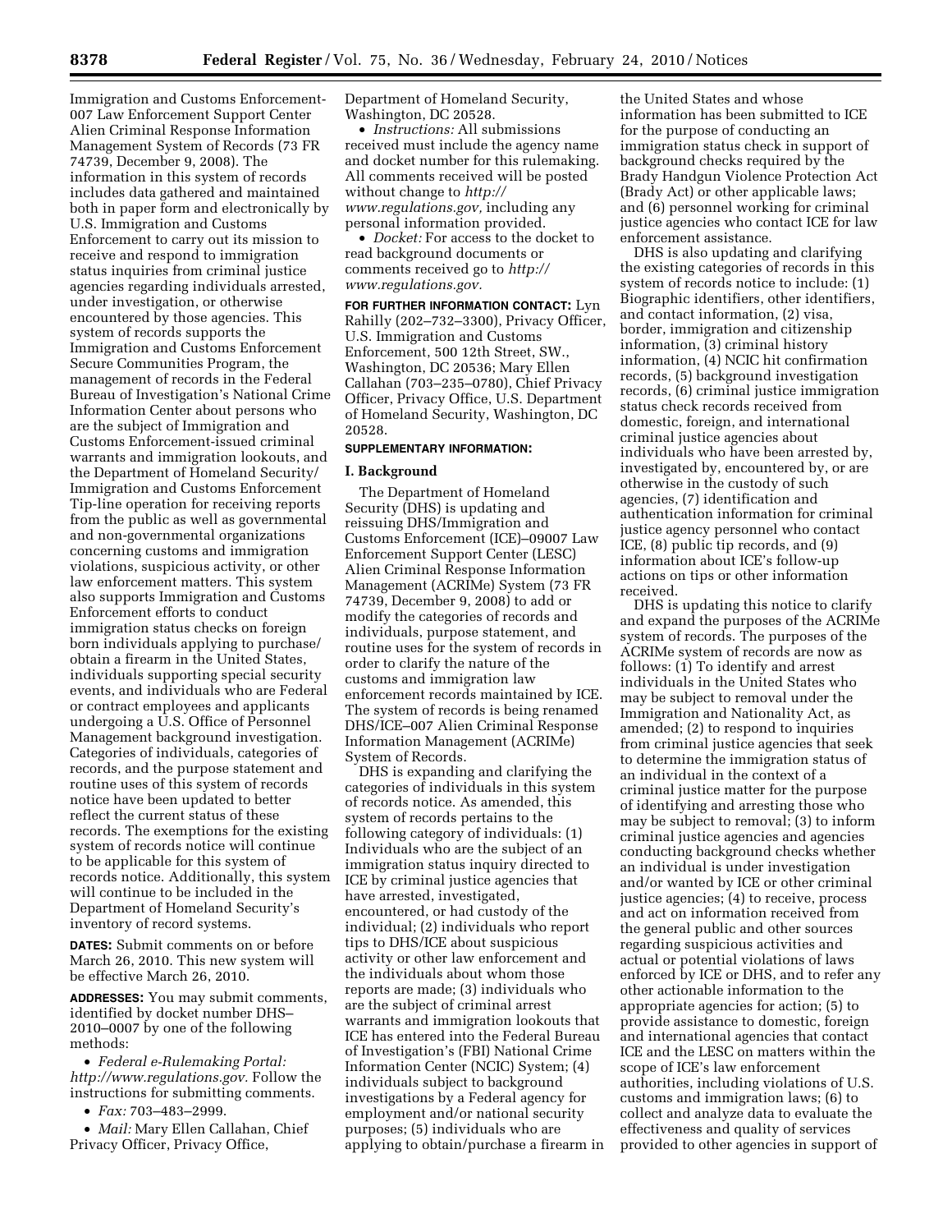Immigration and Customs Enforcement-007 Law Enforcement Support Center Alien Criminal Response Information Management System of Records (73 FR 74739, December 9, 2008). The information in this system of records includes data gathered and maintained both in paper form and electronically by U.S. Immigration and Customs Enforcement to carry out its mission to receive and respond to immigration status inquiries from criminal justice agencies regarding individuals arrested, under investigation, or otherwise encountered by those agencies. This system of records supports the Immigration and Customs Enforcement Secure Communities Program, the management of records in the Federal Bureau of Investigation's National Crime Information Center about persons who are the subject of Immigration and Customs Enforcement-issued criminal warrants and immigration lookouts, and the Department of Homeland Security/Immigration and Customs Enforcement Tip-line operation for receiving reports from the public as well as governmental and non-governmental organizations concerning customs and immigration violations, suspicious activity, or other law enforcement matters. This system also supports Immigration and Customs Enforcement efforts to conduct immigration status checks on foreign born individuals applying to purchase/obtain a firearm in the United States, individuals supporting special security events, and individuals who are Federal or contract employees and applicants undergoing a U.S. Office of Personnel Management background investigation. Categories of individuals, categories of records, and the purpose statement and routine uses of this system of records notice have been updated to better reflect the current status of these records. The exemptions for the existing system of records notice will continue to be applicable for this system of records notice. Additionally, this system will continue to be included in the Department of Homeland Security's inventory of record systems.

**DATES:** Submit comments on or before March 26, 2010. This new system will be effective March 26, 2010.

**ADDRESSES:** You may submit comments, identified by docket number DHS–2010–0007 by one of the following methods:

- *Federal e-Rulemaking Portal: http://www.regulations.gov.* Follow the instructions for submitting comments.
- *Fax:* 703–483–2999.
- *Mail:* Mary Ellen Callahan, Chief Privacy Officer, Privacy Office, Department of Homeland Security, Washington, DC 20528.
- *Instructions:* All submissions received must include the agency name and docket number for this rulemaking. All comments received will be posted without change to *http://www.regulations.gov,* including any personal information provided.
- *Docket:* For access to the docket to read background documents or comments received go to *http://www.regulations.gov.*

**FOR FURTHER INFORMATION CONTACT:** Lyn Rahilly (202–732–3300), Privacy Officer, U.S. Immigration and Customs Enforcement, 500 12th Street, SW., Washington, DC 20536; Mary Ellen Callahan (703–235–0780), Chief Privacy Officer, Privacy Office, U.S. Department of Homeland Security, Washington, DC 20528.

**SUPPLEMENTARY INFORMATION:**

## I. Background

The Department of Homeland Security (DHS) is updating and reissuing DHS/Immigration and Customs Enforcement (ICE)–09007 Law Enforcement Support Center (LESC) Alien Criminal Response Information Management (ACRIMe) System (73 FR 74739, December 9, 2008) to add or modify the categories of records and individuals, purpose statement, and routine uses for the system of records in order to clarify the nature of the customs and immigration law enforcement records maintained by ICE. The system of records is being renamed DHS/ICE–007 Alien Criminal Response Information Management (ACRIMe) System of Records.

DHS is expanding and clarifying the categories of individuals in this system of records notice. As amended, this system of records pertains to the following category of individuals: (1) Individuals who are the subject of an immigration status inquiry directed to ICE by criminal justice agencies that have arrested, investigated, encountered, or had custody of the individual; (2) individuals who report tips to DHS/ICE about suspicious activity or other law enforcement and the individuals about whom those reports are made; (3) individuals who are the subject of criminal arrest warrants and immigration lookouts that ICE has entered into the Federal Bureau of Investigation's (FBI) National Crime Information Center (NCIC) System; (4) individuals subject to background investigations by a Federal agency for employment and/or national security purposes; (5) individuals who are applying to obtain/purchase a firearm in the United States and whose information has been submitted to ICE for the purpose of conducting an immigration status check in support of background checks required by the Brady Handgun Violence Protection Act (Brady Act) or other applicable laws; and (6) personnel working for criminal justice agencies who contact ICE for law enforcement assistance.

DHS is also updating and clarifying the existing categories of records in this system of records notice to include: (1) Biographic identifiers, other identifiers, and contact information, (2) visa, border, immigration and citizenship information, (3) criminal history information, (4) NCIC hit confirmation records, (5) background investigation records, (6) criminal justice immigration status check records received from domestic, foreign, and international criminal justice agencies about individuals who have been arrested by, investigated by, encountered by, or are otherwise in the custody of such agencies, (7) identification and authentication information for criminal justice agency personnel who contact ICE, (8) public tip records, and (9) information about ICE's follow-up actions on tips or other information received.

DHS is updating this notice to clarify and expand the purposes of the ACRIMe system of records. The purposes of the ACRIMe system of records are now as follows: (1) To identify and arrest individuals in the United States who may be subject to removal under the Immigration and Nationality Act, as amended; (2) to respond to inquiries from criminal justice agencies that seek to determine the immigration status of an individual in the context of a criminal justice matter for the purpose of identifying and arresting those who may be subject to removal; (3) to inform criminal justice agencies and agencies conducting background checks whether an individual is under investigation and/or wanted by ICE or other criminal justice agencies; (4) to receive, process and act on information received from the general public and other sources regarding suspicious activities and actual or potential violations of laws enforced by ICE or DHS, and to refer any other actionable information to the appropriate agencies for action; (5) to provide assistance to domestic, foreign and international agencies that contact ICE and the LESC on matters within the scope of ICE's law enforcement authorities, including violations of U.S. customs and immigration laws; (6) to collect and analyze data to evaluate the effectiveness and quality of services provided to other agencies in support of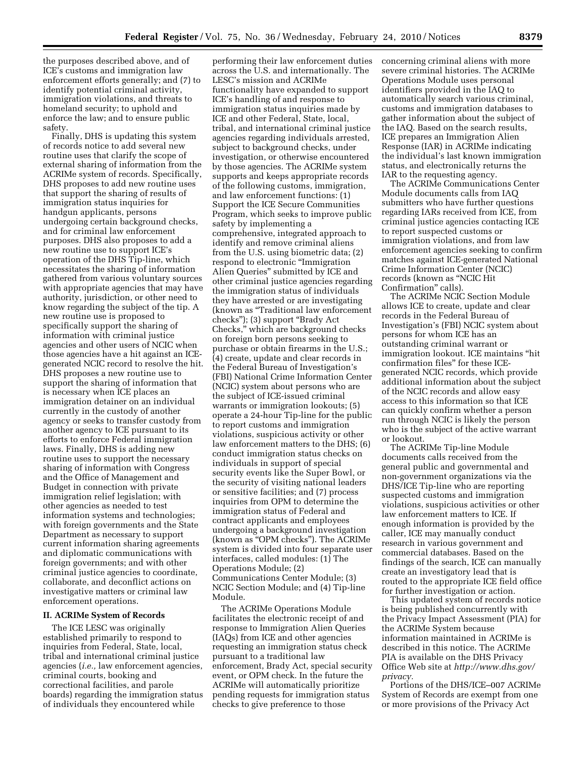the purposes described above, and of ICE's customs and immigration law enforcement efforts generally; and (7) to identify potential criminal activity, immigration violations, and threats to homeland security; to uphold and enforce the law; and to ensure public safety.

Finally, DHS is updating this system of records notice to add several new routine uses that clarify the scope of external sharing of information from the ACRIMe system of records. Specifically, DHS proposes to add new routine uses that support the sharing of results of immigration status inquiries for handgun applicants, persons undergoing certain background checks, and for criminal law enforcement purposes. DHS also proposes to add a new routine use to support ICE's operation of the DHS Tip-line, which necessitates the sharing of information gathered from various voluntary sources with appropriate agencies that may have authority, jurisdiction, or other need to know regarding the subject of the tip. A new routine use is proposed to specifically support the sharing of information with criminal justice agencies and other users of NCIC when those agencies have a hit against an ICE-generated NCIC record to resolve the hit. DHS proposes a new routine use to support the sharing of information that is necessary when ICE places an immigration detainer on an individual currently in the custody of another agency or seeks to transfer custody from another agency to ICE pursuant to its efforts to enforce Federal immigration laws. Finally, DHS is adding new routine uses to support the necessary sharing of information with Congress and the Office of Management and Budget in connection with private immigration relief legislation; with other agencies as needed to test information systems and technologies; with foreign governments and the State Department as necessary to support current information sharing agreements and diplomatic communications with foreign governments; and with other criminal justice agencies to coordinate, collaborate, and deconflict actions on investigative matters or criminal law enforcement operations.

## II. ACRIMe System of Records

The ICE LESC was originally established primarily to respond to inquiries from Federal, State, local, tribal and international criminal justice agencies (*i.e.,* law enforcement agencies, criminal courts, booking and correctional facilities, and parole boards) regarding the immigration status of individuals they encountered while performing their law enforcement duties across the U.S. and internationally. The LESC's mission and ACRIMe functionality have expanded to support ICE's handling of and response to immigration status inquiries made by ICE and other Federal, State, local, tribal, and international criminal justice agencies regarding individuals arrested, subject to background checks, under investigation, or otherwise encountered by those agencies. The ACRIMe system supports and keeps appropriate records of the following customs, immigration, and law enforcement functions: (1) Support the ICE Secure Communities Program, which seeks to improve public safety by implementing a comprehensive, integrated approach to identify and remove criminal aliens from the U.S. using biometric data; (2) respond to electronic "Immigration Alien Queries" submitted by ICE and other criminal justice agencies regarding the immigration status of individuals they have arrested or are investigating (known as "Traditional law enforcement checks"); (3) support "Brady Act Checks," which are background checks on foreign born persons seeking to purchase or obtain firearms in the U.S.; (4) create, update and clear records in the Federal Bureau of Investigation's (FBI) National Crime Information Center (NCIC) system about persons who are the subject of ICE-issued criminal warrants or immigration lookouts; (5) operate a 24-hour Tip-line for the public to report customs and immigration violations, suspicious activity or other law enforcement matters to the DHS; (6) conduct immigration status checks on individuals in support of special security events like the Super Bowl, or the security of visiting national leaders or sensitive facilities; and (7) process inquiries from OPM to determine the immigration status of Federal and contract applicants and employees undergoing a background investigation (known as "OPM checks"). The ACRIMe system is divided into four separate user interfaces, called modules: (1) The Operations Module; (2) Communications Center Module; (3) NCIC Section Module; and (4) Tip-line Module.

The ACRIMe Operations Module facilitates the electronic receipt of and response to Immigration Alien Queries (IAQs) from ICE and other agencies requesting an immigration status check pursuant to a traditional law enforcement, Brady Act, special security event, or OPM check. In the future the ACRIMe will automatically prioritize pending requests for immigration status checks to give preference to those concerning criminal aliens with more severe criminal histories. The ACRIMe Operations Module uses personal identifiers provided in the IAQ to automatically search various criminal, customs and immigration databases to gather information about the subject of the IAQ. Based on the search results, ICE prepares an Immigration Alien Response (IAR) in ACRIMe indicating the individual's last known immigration status, and electronically returns the IAR to the requesting agency.

The ACRIMe Communications Center Module documents calls from IAQ submitters who have further questions regarding IARs received from ICE, from criminal justice agencies contacting ICE to report suspected customs or immigration violations, and from law enforcement agencies seeking to confirm matches against ICE-generated National Crime Information Center (NCIC) records (known as "NCIC Hit Confirmation" calls).

The ACRIMe NCIC Section Module allows ICE to create, update and clear records in the Federal Bureau of Investigation's (FBI) NCIC system about persons for whom ICE has an outstanding criminal warrant or immigration lookout. ICE maintains "hit confirmation files" for these ICE-generated NCIC records, which provide additional information about the subject of the NCIC records and allow easy access to this information so that ICE can quickly confirm whether a person run through NCIC is likely the person who is the subject of the active warrant or lookout.

The ACRIMe Tip-line Module documents calls received from the general public and governmental and non-government organizations via the DHS/ICE Tip-line who are reporting suspected customs and immigration violations, suspicious activities or other law enforcement matters to ICE. If enough information is provided by the caller, ICE may manually conduct research in various government and commercial databases. Based on the findings of the search, ICE can manually create an investigatory lead that is routed to the appropriate ICE field office for further investigation or action.

This updated system of records notice is being published concurrently with the Privacy Impact Assessment (PIA) for the ACRIMe System because information maintained in ACRIMe is described in this notice. The ACRIMe PIA is available on the DHS Privacy Office Web site at *http://www.dhs.gov/privacy.*

Portions of the DHS/ICE–007 ACRIMe System of Records are exempt from one or more provisions of the Privacy Act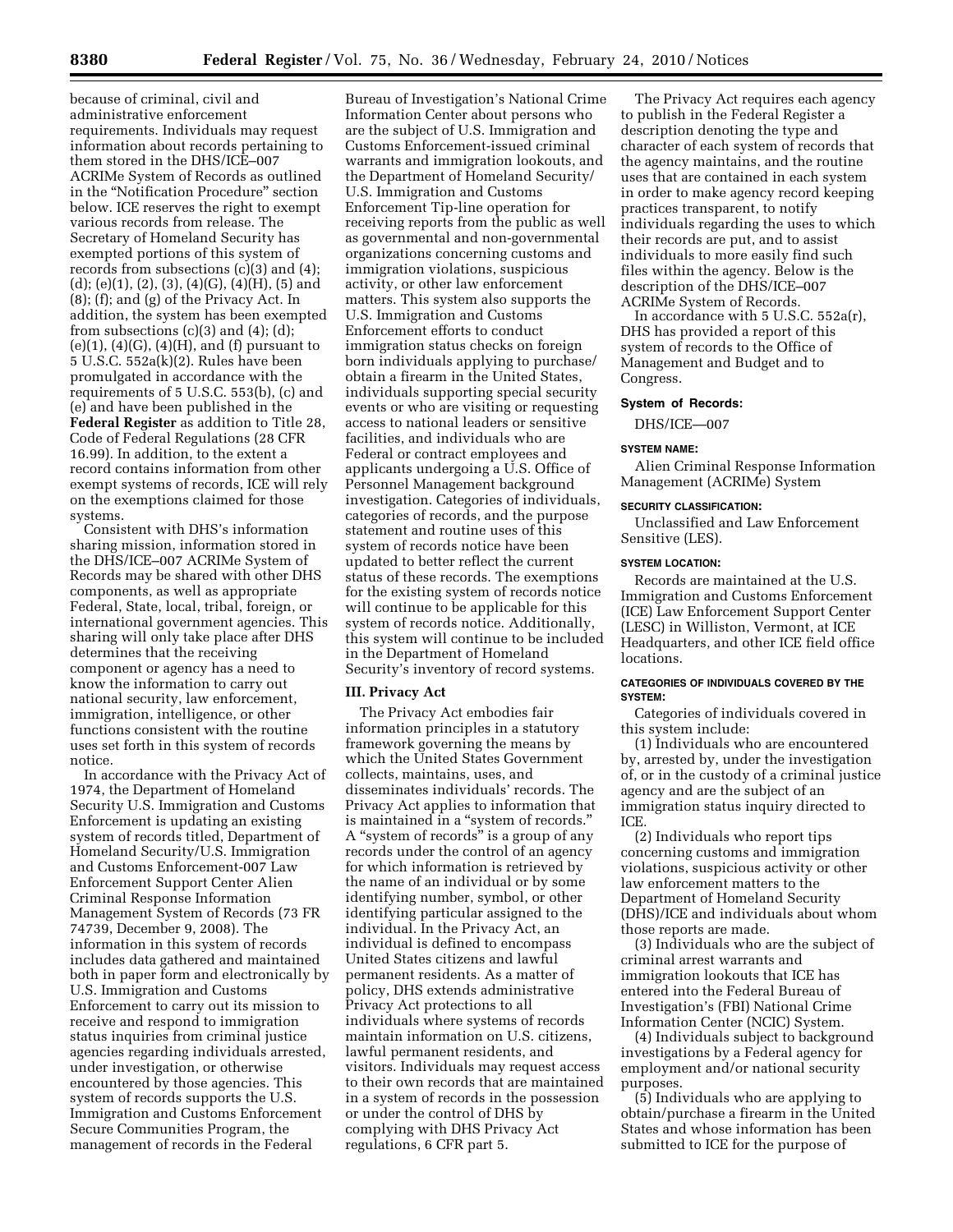because of criminal, civil and administrative enforcement requirements. Individuals may request information about records pertaining to them stored in the DHS/ICE–007 ACRIMe System of Records as outlined in the "Notification Procedure" section below. ICE reserves the right to exempt various records from release. The Secretary of Homeland Security has exempted portions of this system of records from subsections (c)(3) and (4); (d); (e)(1), (2), (3), (4)(G), (4)(H), (5) and (8); (f); and (g) of the Privacy Act. In addition, the system has been exempted from subsections (c)(3) and (4); (d); (e)(1), (4)(G), (4)(H), and (f) pursuant to 5 U.S.C. 552a(k)(2). Rules have been promulgated in accordance with the requirements of 5 U.S.C. 553(b), (c) and (e) and have been published in the **Federal Register** as addition to Title 28, Code of Federal Regulations (28 CFR 16.99). In addition, to the extent a record contains information from other exempt systems of records, ICE will rely on the exemptions claimed for those systems.

Consistent with DHS's information sharing mission, information stored in the DHS/ICE–007 ACRIMe System of Records may be shared with other DHS components, as well as appropriate Federal, State, local, tribal, foreign, or international government agencies. This sharing will only take place after DHS determines that the receiving component or agency has a need to know the information to carry out national security, law enforcement, immigration, intelligence, or other functions consistent with the routine uses set forth in this system of records notice.

In accordance with the Privacy Act of 1974, the Department of Homeland Security U.S. Immigration and Customs Enforcement is updating an existing system of records titled, Department of Homeland Security/U.S. Immigration and Customs Enforcement-007 Law Enforcement Support Center Alien Criminal Response Information Management System of Records (73 FR 74739, December 9, 2008). The information in this system of records includes data gathered and maintained both in paper form and electronically by U.S. Immigration and Customs Enforcement to carry out its mission to receive and respond to immigration status inquiries from criminal justice agencies regarding individuals arrested, under investigation, or otherwise encountered by those agencies. This system of records supports the U.S. Immigration and Customs Enforcement Secure Communities Program, the management of records in the Federal Bureau of Investigation's National Crime Information Center about persons who are the subject of U.S. Immigration and Customs Enforcement-issued criminal warrants and immigration lookouts, and the Department of Homeland Security/U.S. Immigration and Customs Enforcement Tip-line operation for receiving reports from the public as well as governmental and non-governmental organizations concerning customs and immigration violations, suspicious activity, or other law enforcement matters. This system also supports the U.S. Immigration and Customs Enforcement efforts to conduct immigration status checks on foreign born individuals applying to purchase/obtain a firearm in the United States, individuals supporting special security events or who are visiting or requesting access to national leaders or sensitive facilities, and individuals who are Federal or contract employees and applicants undergoing a U.S. Office of Personnel Management background investigation. Categories of individuals, categories of records, and the purpose statement and routine uses of this system of records notice have been updated to better reflect the current status of these records. The exemptions for the existing system of records notice will continue to be applicable for this system of records notice. Additionally, this system will continue to be included in the Department of Homeland Security's inventory of record systems.

## III. Privacy Act

The Privacy Act embodies fair information principles in a statutory framework governing the means by which the United States Government collects, maintains, uses, and disseminates individuals' records. The Privacy Act applies to information that is maintained in a "system of records." A "system of records" is a group of any records under the control of an agency for which information is retrieved by the name of an individual or by some identifying number, symbol, or other identifying particular assigned to the individual. In the Privacy Act, an individual is defined to encompass United States citizens and lawful permanent residents. As a matter of policy, DHS extends administrative Privacy Act protections to all individuals where systems of records maintain information on U.S. citizens, lawful permanent residents, and visitors. Individuals may request access to their own records that are maintained in a system of records in the possession or under the control of DHS by complying with DHS Privacy Act regulations, 6 CFR part 5.

The Privacy Act requires each agency to publish in the Federal Register a description denoting the type and character of each system of records that the agency maintains, and the routine uses that are contained in each system in order to make agency record keeping practices transparent, to notify individuals regarding the uses to which their records are put, and to assist individuals to more easily find such files within the agency. Below is the description of the DHS/ICE–007 ACRIMe System of Records.

In accordance with 5 U.S.C. 552a(r), DHS has provided a report of this system of records to the Office of Management and Budget and to Congress.

### System of Records:

DHS/ICE—007

#### SYSTEM NAME:

Alien Criminal Response Information Management (ACRIMe) System

#### SECURITY CLASSIFICATION:

Unclassified and Law Enforcement Sensitive (LES).

#### SYSTEM LOCATION:

Records are maintained at the U.S. Immigration and Customs Enforcement (ICE) Law Enforcement Support Center (LESC) in Williston, Vermont, at ICE Headquarters, and other ICE field office locations.

#### CATEGORIES OF INDIVIDUALS COVERED BY THE SYSTEM:

Categories of individuals covered in this system include:

(1) Individuals who are encountered by, arrested by, under the investigation of, or in the custody of a criminal justice agency and are the subject of an immigration status inquiry directed to ICE.

(2) Individuals who report tips concerning customs and immigration violations, suspicious activity or other law enforcement matters to the Department of Homeland Security (DHS)/ICE and individuals about whom those reports are made.

(3) Individuals who are the subject of criminal arrest warrants and immigration lookouts that ICE has entered into the Federal Bureau of Investigation's (FBI) National Crime Information Center (NCIC) System.

(4) Individuals subject to background investigations by a Federal agency for employment and/or national security purposes.

(5) Individuals who are applying to obtain/purchase a firearm in the United States and whose information has been submitted to ICE for the purpose of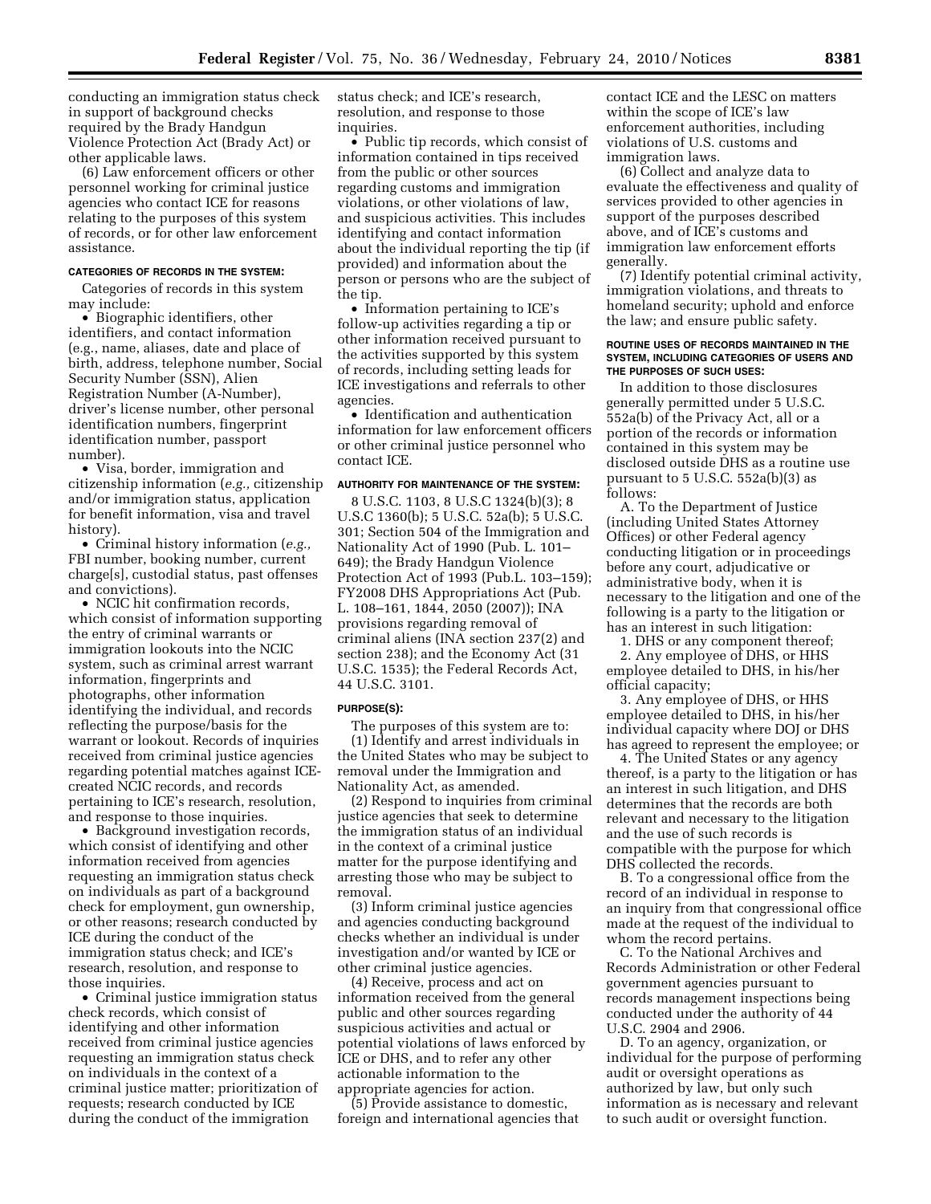conducting an immigration status check in support of background checks required by the Brady Handgun Violence Protection Act (Brady Act) or other applicable laws.

(6) Law enforcement officers or other personnel working for criminal justice agencies who contact ICE for reasons relating to the purposes of this system of records, or for other law enforcement assistance.

#### CATEGORIES OF RECORDS IN THE SYSTEM:

Categories of records in this system may include:

- Biographic identifiers, other identifiers, and contact information (e.g., name, aliases, date and place of birth, address, telephone number, Social Security Number (SSN), Alien Registration Number (A-Number), driver's license number, other personal identification numbers, fingerprint identification number, passport number).
- Visa, border, immigration and citizenship information (*e.g.,* citizenship and/or immigration status, application for benefit information, visa and travel history).
- Criminal history information (*e.g.,* FBI number, booking number, current charge[s], custodial status, past offenses and convictions).
- NCIC hit confirmation records, which consist of information supporting the entry of criminal warrants or immigration lookouts into the NCIC system, such as criminal arrest warrant information, fingerprints and photographs, other information identifying the individual, and records reflecting the purpose/basis for the warrant or lookout. Records of inquiries received from criminal justice agencies regarding potential matches against ICE-created NCIC records, and records pertaining to ICE's research, resolution, and response to those inquiries.
- Background investigation records, which consist of identifying and other information received from agencies requesting an immigration status check on individuals as part of a background check for employment, gun ownership, or other reasons; research conducted by ICE during the conduct of the immigration status check; and ICE's research, resolution, and response to those inquiries.
- Criminal justice immigration status check records, which consist of identifying and other information received from criminal justice agencies requesting an immigration status check on individuals in the context of a criminal justice matter; prioritization of requests; research conducted by ICE during the conduct of the immigration status check; and ICE's research, resolution, and response to those inquiries.
- Public tip records, which consist of information contained in tips received from the public or other sources regarding customs and immigration violations, or other violations of law, and suspicious activities. This includes identifying and contact information about the individual reporting the tip (if provided) and information about the person or persons who are the subject of the tip.
- Information pertaining to ICE's follow-up activities regarding a tip or other information received pursuant to the activities supported by this system of records, including setting leads for ICE investigations and referrals to other agencies.
- Identification and authentication information for law enforcement officers or other criminal justice personnel who contact ICE.

#### AUTHORITY FOR MAINTENANCE OF THE SYSTEM:

8 U.S.C. 1103, 8 U.S.C 1324(b)(3); 8 U.S.C 1360(b); 5 U.S.C. 52a(b); 5 U.S.C. 301; Section 504 of the Immigration and Nationality Act of 1990 (Pub. L. 101–649); the Brady Handgun Violence Protection Act of 1993 (Pub.L. 103–159); FY2008 DHS Appropriations Act (Pub. L. 108–161, 1844, 2050 (2007)); INA provisions regarding removal of criminal aliens (INA section 237(2) and section 238); and the Economy Act (31 U.S.C. 1535); the Federal Records Act, 44 U.S.C. 3101.

#### PURPOSE(S):

The purposes of this system are to:

(1) Identify and arrest individuals in the United States who may be subject to removal under the Immigration and Nationality Act, as amended.

(2) Respond to inquiries from criminal justice agencies that seek to determine the immigration status of an individual in the context of a criminal justice matter for the purpose identifying and arresting those who may be subject to removal.

(3) Inform criminal justice agencies and agencies conducting background checks whether an individual is under investigation and/or wanted by ICE or other criminal justice agencies.

(4) Receive, process and act on information received from the general public and other sources regarding suspicious activities and actual or potential violations of laws enforced by ICE or DHS, and to refer any other actionable information to the appropriate agencies for action.

(5) Provide assistance to domestic, foreign and international agencies that contact ICE and the LESC on matters within the scope of ICE's law enforcement authorities, including violations of U.S. customs and immigration laws.

(6) Collect and analyze data to evaluate the effectiveness and quality of services provided to other agencies in support of the purposes described above, and of ICE's customs and immigration law enforcement efforts generally.

(7) Identify potential criminal activity, immigration violations, and threats to homeland security; uphold and enforce the law; and ensure public safety.

#### ROUTINE USES OF RECORDS MAINTAINED IN THE SYSTEM, INCLUDING CATEGORIES OF USERS AND THE PURPOSES OF SUCH USES:

In addition to those disclosures generally permitted under 5 U.S.C. 552a(b) of the Privacy Act, all or a portion of the records or information contained in this system may be disclosed outside DHS as a routine use pursuant to 5 U.S.C. 552a(b)(3) as follows:

A. To the Department of Justice (including United States Attorney Offices) or other Federal agency conducting litigation or in proceedings before any court, adjudicative or administrative body, when it is necessary to the litigation and one of the following is a party to the litigation or has an interest in such litigation:

1. DHS or any component thereof;
2. Any employee of DHS, or HHS employee detailed to DHS, in his/her official capacity;
3. Any employee of DHS, or HHS employee detailed to DHS, in his/her individual capacity where DOJ or DHS has agreed to represent the employee; or
4. The United States or any agency thereof, is a party to the litigation or has an interest in such litigation, and DHS determines that the records are both relevant and necessary to the litigation and the use of such records is compatible with the purpose for which DHS collected the records.

B. To a congressional office from the record of an individual in response to an inquiry from that congressional office made at the request of the individual to whom the record pertains.

C. To the National Archives and Records Administration or other Federal government agencies pursuant to records management inspections being conducted under the authority of 44 U.S.C. 2904 and 2906.

D. To an agency, organization, or individual for the purpose of performing audit or oversight operations as authorized by law, but only such information as is necessary and relevant to such audit or oversight function.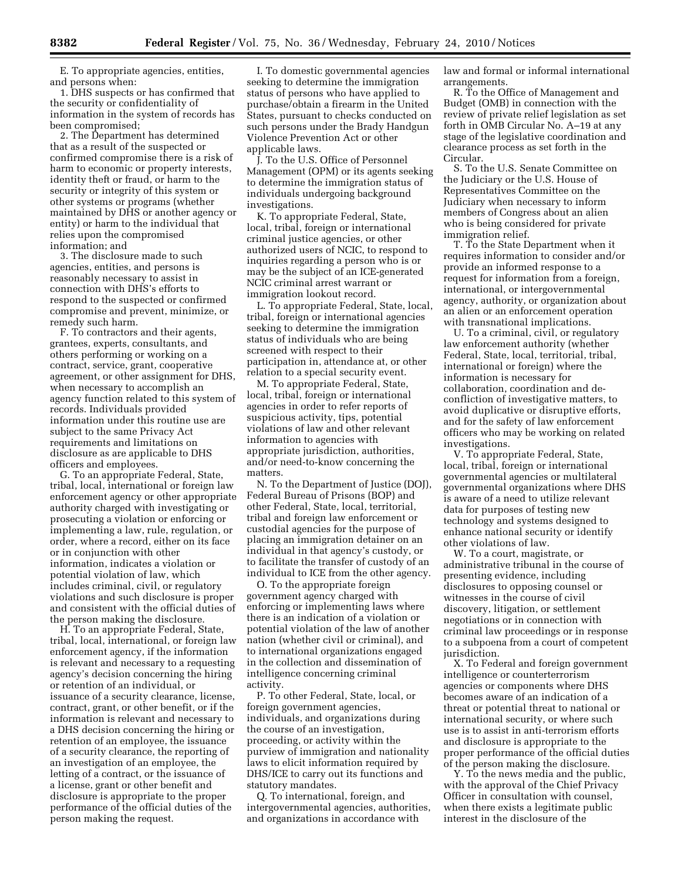E. To appropriate agencies, entities, and persons when:

1. DHS suspects or has confirmed that the security or confidentiality of information in the system of records has been compromised;

2. The Department has determined that as a result of the suspected or confirmed compromise there is a risk of harm to economic or property interests, identity theft or fraud, or harm to the security or integrity of this system or other systems or programs (whether maintained by DHS or another agency or entity) or harm to the individual that relies upon the compromised information; and

3. The disclosure made to such agencies, entities, and persons is reasonably necessary to assist in connection with DHS's efforts to respond to the suspected or confirmed compromise and prevent, minimize, or remedy such harm.

F. To contractors and their agents, grantees, experts, consultants, and others performing or working on a contract, service, grant, cooperative agreement, or other assignment for DHS, when necessary to accomplish an agency function related to this system of records. Individuals provided information under this routine use are subject to the same Privacy Act requirements and limitations on disclosure as are applicable to DHS officers and employees.

G. To an appropriate Federal, State, tribal, local, international or foreign law enforcement agency or other appropriate authority charged with investigating or prosecuting a violation or enforcing or implementing a law, rule, regulation, or order, where a record, either on its face or in conjunction with other information, indicates a violation or potential violation of law, which includes criminal, civil, or regulatory violations and such disclosure is proper and consistent with the official duties of the person making the disclosure.

H. To an appropriate Federal, State, tribal, local, international, or foreign law enforcement agency, if the information is relevant and necessary to a requesting agency's decision concerning the hiring or retention of an individual, or issuance of a security clearance, license, contract, grant, or other benefit, or if the information is relevant and necessary to a DHS decision concerning the hiring or retention of an employee, the issuance of a security clearance, the reporting of an investigation of an employee, the letting of a contract, or the issuance of a license, grant or other benefit and disclosure is appropriate to the proper performance of the official duties of the person making the request.

I. To domestic governmental agencies seeking to determine the immigration status of persons who have applied to purchase/obtain a firearm in the United States, pursuant to checks conducted on such persons under the Brady Handgun Violence Prevention Act or other applicable laws.

J. To the U.S. Office of Personnel Management (OPM) or its agents seeking to determine the immigration status of individuals undergoing background investigations.

K. To appropriate Federal, State, local, tribal, foreign or international criminal justice agencies, or other authorized users of NCIC, to respond to inquiries regarding a person who is or may be the subject of an ICE-generated NCIC criminal arrest warrant or immigration lookout record.

L. To appropriate Federal, State, local, tribal, foreign or international agencies seeking to determine the immigration status of individuals who are being screened with respect to their participation in, attendance at, or other relation to a special security event.

M. To appropriate Federal, State, local, tribal, foreign or international agencies in order to refer reports of suspicious activity, tips, potential violations of law and other relevant information to agencies with appropriate jurisdiction, authorities, and/or need-to-know concerning the matters.

N. To the Department of Justice (DOJ), Federal Bureau of Prisons (BOP) and other Federal, State, local, territorial, tribal and foreign law enforcement or custodial agencies for the purpose of placing an immigration detainer on an individual in that agency's custody, or to facilitate the transfer of custody of an individual to ICE from the other agency.

O. To the appropriate foreign government agency charged with enforcing or implementing laws where there is an indication of a violation or potential violation of the law of another nation (whether civil or criminal), and to international organizations engaged in the collection and dissemination of intelligence concerning criminal activity.

P. To other Federal, State, local, or foreign government agencies, individuals, and organizations during the course of an investigation, proceeding, or activity within the purview of immigration and nationality laws to elicit information required by DHS/ICE to carry out its functions and statutory mandates.

Q. To international, foreign, and intergovernmental agencies, authorities, and organizations in accordance with law and formal or informal international arrangements.

R. To the Office of Management and Budget (OMB) in connection with the review of private relief legislation as set forth in OMB Circular No. A–19 at any stage of the legislative coordination and clearance process as set forth in the Circular.

S. To the U.S. Senate Committee on the Judiciary or the U.S. House of Representatives Committee on the Judiciary when necessary to inform members of Congress about an alien who is being considered for private immigration relief.

T. To the State Department when it requires information to consider and/or provide an informed response to a request for information from a foreign, international, or intergovernmental agency, authority, or organization about an alien or an enforcement operation with transnational implications.

U. To a criminal, civil, or regulatory law enforcement authority (whether Federal, State, local, territorial, tribal, international or foreign) where the information is necessary for collaboration, coordination and de-confliction of investigative matters, to avoid duplicative or disruptive efforts, and for the safety of law enforcement officers who may be working on related investigations.

V. To appropriate Federal, State, local, tribal, foreign or international governmental agencies or multilateral governmental organizations where DHS is aware of a need to utilize relevant data for purposes of testing new technology and systems designed to enhance national security or identify other violations of law.

W. To a court, magistrate, or administrative tribunal in the course of presenting evidence, including disclosures to opposing counsel or witnesses in the course of civil discovery, litigation, or settlement negotiations or in connection with criminal law proceedings or in response to a subpoena from a court of competent jurisdiction.

X. To Federal and foreign government intelligence or counterterrorism agencies or components where DHS becomes aware of an indication of a threat or potential threat to national or international security, or where such use is to assist in anti-terrorism efforts and disclosure is appropriate to the proper performance of the official duties of the person making the disclosure.

Y. To the news media and the public, with the approval of the Chief Privacy Officer in consultation with counsel, when there exists a legitimate public interest in the disclosure of the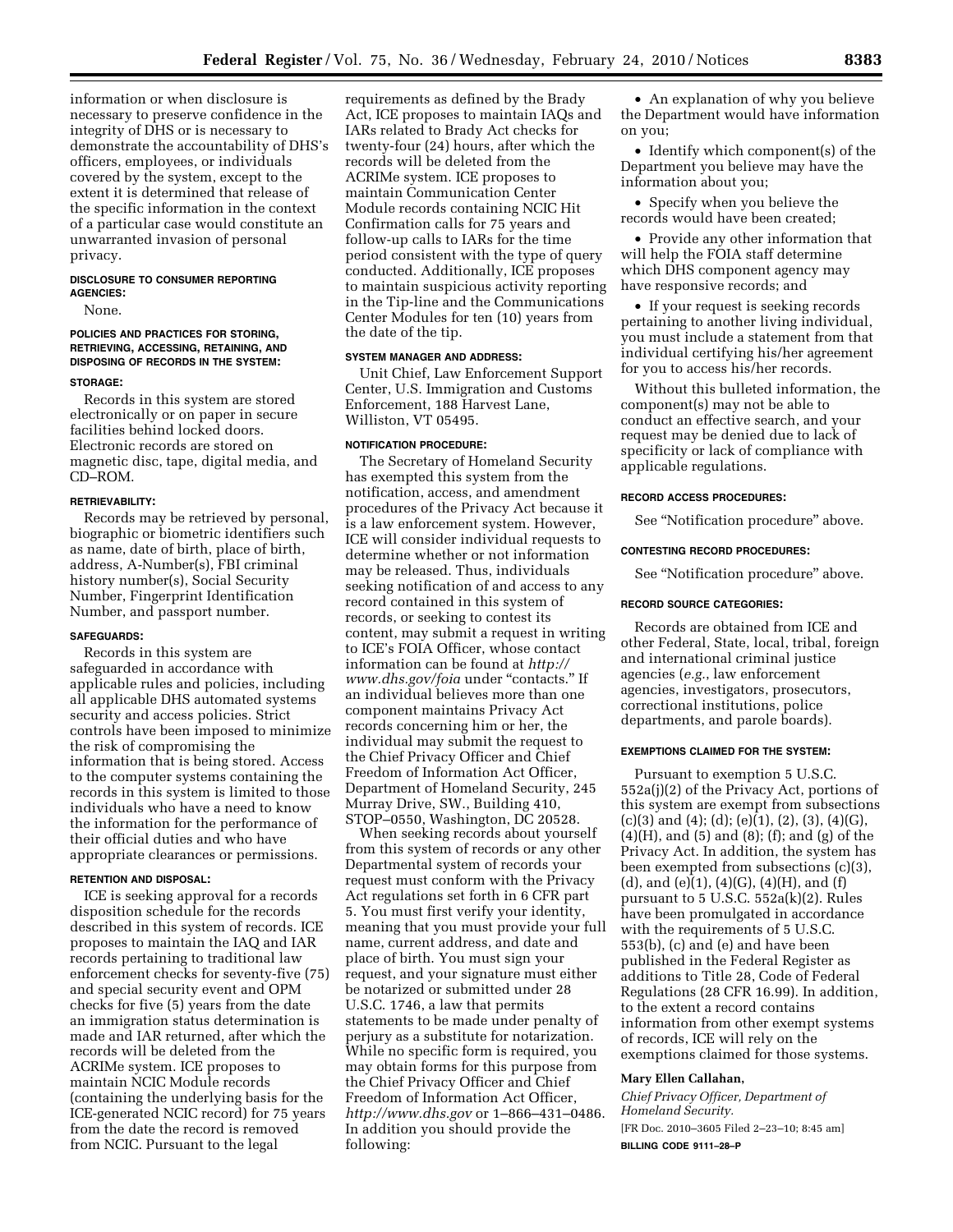information or when disclosure is necessary to preserve confidence in the integrity of DHS or is necessary to demonstrate the accountability of DHS's officers, employees, or individuals covered by the system, except to the extent it is determined that release of the specific information in the context of a particular case would constitute an unwarranted invasion of personal privacy.

**DISCLOSURE TO CONSUMER REPORTING AGENCIES:**

None.

**POLICIES AND PRACTICES FOR STORING, RETRIEVING, ACCESSING, RETAINING, AND DISPOSING OF RECORDS IN THE SYSTEM:**

**STORAGE:**

Records in this system are stored electronically or on paper in secure facilities behind locked doors. Electronic records are stored on magnetic disc, tape, digital media, and CD–ROM.

**RETRIEVABILITY:**

Records may be retrieved by personal, biographic or biometric identifiers such as name, date of birth, place of birth, address, A-Number(s), FBI criminal history number(s), Social Security Number, Fingerprint Identification Number, and passport number.

**SAFEGUARDS:**

Records in this system are safeguarded in accordance with applicable rules and policies, including all applicable DHS automated systems security and access policies. Strict controls have been imposed to minimize the risk of compromising the information that is being stored. Access to the computer systems containing the records in this system is limited to those individuals who have a need to know the information for the performance of their official duties and who have appropriate clearances or permissions.

**RETENTION AND DISPOSAL:**

ICE is seeking approval for a records disposition schedule for the records described in this system of records. ICE proposes to maintain the IAQ and IAR records pertaining to traditional law enforcement checks for seventy-five (75) and special security event and OPM checks for five (5) years from the date an immigration status determination is made and IAR returned, after which the records will be deleted from the ACRIMe system. ICE proposes to maintain NCIC Module records (containing the underlying basis for the ICE-generated NCIC record) for 75 years from the date the record is removed from NCIC. Pursuant to the legal requirements as defined by the Brady Act, ICE proposes to maintain IAQs and IARs related to Brady Act checks for twenty-four (24) hours, after which the records will be deleted from the ACRIMe system. ICE proposes to maintain Communication Center Module records containing NCIC Hit Confirmation calls for 75 years and follow-up calls to IARs for the time period consistent with the type of query conducted. Additionally, ICE proposes to maintain suspicious activity reporting in the Tip-line and the Communications Center Modules for ten (10) years from the date of the tip.

**SYSTEM MANAGER AND ADDRESS:**

Unit Chief, Law Enforcement Support Center, U.S. Immigration and Customs Enforcement, 188 Harvest Lane, Williston, VT 05495.

**NOTIFICATION PROCEDURE:**

The Secretary of Homeland Security has exempted this system from the notification, access, and amendment procedures of the Privacy Act because it is a law enforcement system. However, ICE will consider individual requests to determine whether or not information may be released. Thus, individuals seeking notification of and access to any record contained in this system of records, or seeking to contest its content, may submit a request in writing to ICE's FOIA Officer, whose contact information can be found at *http://www.dhs.gov/foia* under "contacts." If an individual believes more than one component maintains Privacy Act records concerning him or her, the individual may submit the request to the Chief Privacy Officer and Chief Freedom of Information Act Officer, Department of Homeland Security, 245 Murray Drive, SW., Building 410, STOP–0550, Washington, DC 20528.

When seeking records about yourself from this system of records or any other Departmental system of records your request must conform with the Privacy Act regulations set forth in 6 CFR part 5. You must first verify your identity, meaning that you must provide your full name, current address, and date and place of birth. You must sign your request, and your signature must either be notarized or submitted under 28 U.S.C. 1746, a law that permits statements to be made under penalty of perjury as a substitute for notarization. While no specific form is required, you may obtain forms for this purpose from the Chief Privacy Officer and Chief Freedom of Information Act Officer, *http://www.dhs.gov* or 1–866–431–0486. In addition you should provide the following:

- An explanation of why you believe the Department would have information on you;
- Identify which component(s) of the Department you believe may have the information about you;
- Specify when you believe the records would have been created;
- Provide any other information that will help the FOIA staff determine which DHS component agency may have responsive records; and
- If your request is seeking records pertaining to another living individual, you must include a statement from that individual certifying his/her agreement for you to access his/her records.

Without this bulleted information, the component(s) may not be able to conduct an effective search, and your request may be denied due to lack of specificity or lack of compliance with applicable regulations.

**RECORD ACCESS PROCEDURES:**

See "Notification procedure" above.

**CONTESTING RECORD PROCEDURES:**

See "Notification procedure" above.

**RECORD SOURCE CATEGORIES:**

Records are obtained from ICE and other Federal, State, local, tribal, foreign and international criminal justice agencies (*e.g.*, law enforcement agencies, investigators, prosecutors, correctional institutions, police departments, and parole boards).

**EXEMPTIONS CLAIMED FOR THE SYSTEM:**

Pursuant to exemption 5 U.S.C. 552a(j)(2) of the Privacy Act, portions of this system are exempt from subsections (c)(3) and (4); (d); (e)(1), (2), (3), (4)(G), (4)(H), and (5) and (8); (f); and (g) of the Privacy Act. In addition, the system has been exempted from subsections (c)(3), (d), and (e)(1), (4)(G), (4)(H), and (f) pursuant to 5 U.S.C. 552a(k)(2). Rules have been promulgated in accordance with the requirements of 5 U.S.C. 553(b), (c) and (e) and have been published in the Federal Register as additions to Title 28, Code of Federal Regulations (28 CFR 16.99). In addition, to the extent a record contains information from other exempt systems of records, ICE will rely on the exemptions claimed for those systems.

**Mary Ellen Callahan,**

*Chief Privacy Officer, Department of Homeland Security.*

[FR Doc. 2010–3605 Filed 2–23–10; 8:45 am]

**BILLING CODE 9111–28–P**